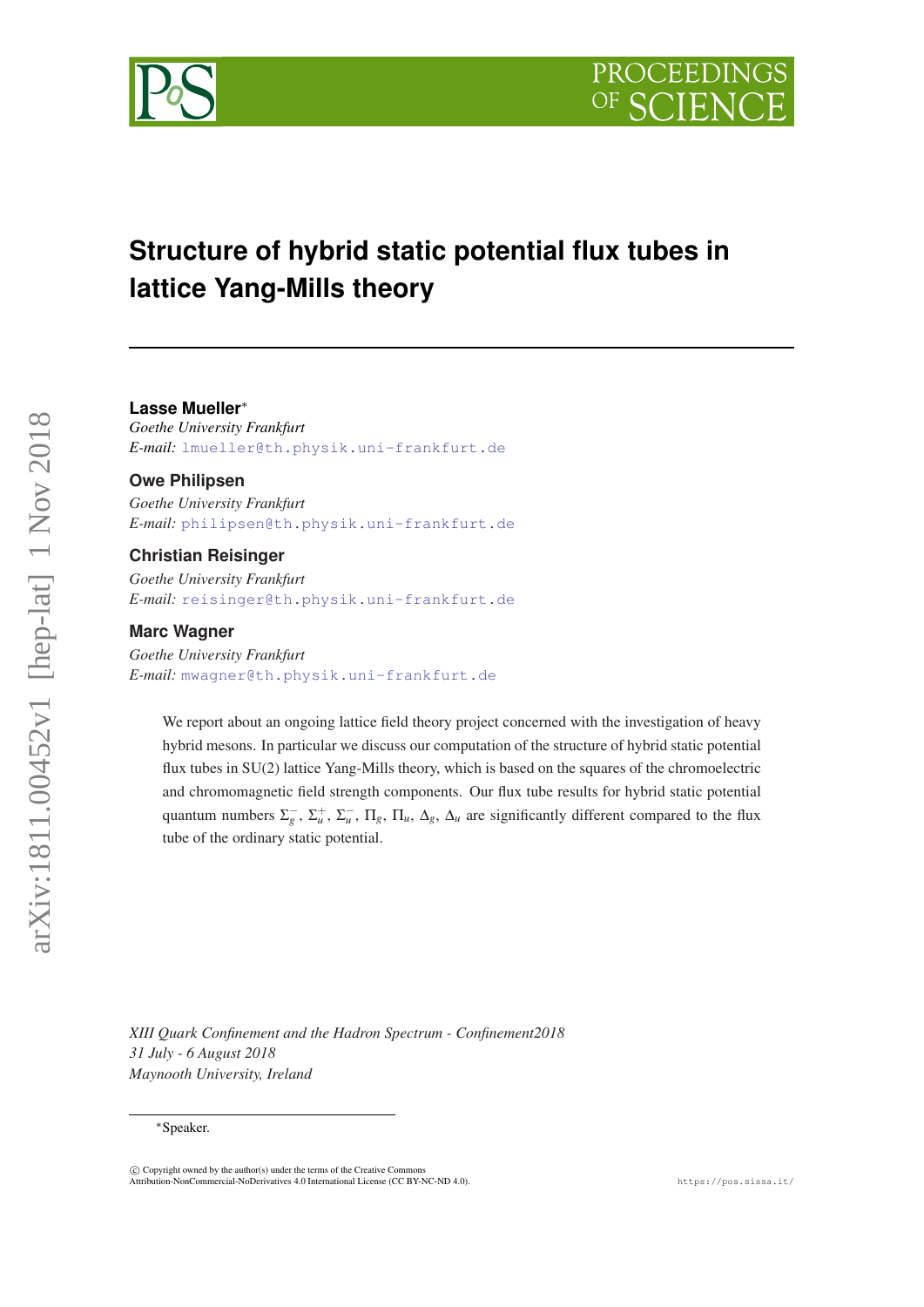# Structure of hybrid static potential flux tubes in lattice Yang-Mills theory

**Lasse Mueller***
*Goethe University Frankfurt*
*E-mail:* lmueller@th.physik.uni-frankfurt.de

**Owe Philipsen**
*Goethe University Frankfurt*
*E-mail:* philipsen@th.physik.uni-frankfurt.de

**Christian Reisinger**
*Goethe University Frankfurt*
*E-mail:* reisinger@th.physik.uni-frankfurt.de

**Marc Wagner**
*Goethe University Frankfurt*
*E-mail:* mwagner@th.physik.uni-frankfurt.de

We report about an ongoing lattice field theory project concerned with the investigation of heavy hybrid mesons. In particular we discuss our computation of the structure of hybrid static potential flux tubes in SU(2) lattice Yang-Mills theory, which is based on the squares of the chromoelectric and chromomagnetic field strength components. Our flux tube results for hybrid static potential quantum numbers $\Sigma_g^-$, $\Sigma_u^+$, $\Sigma_u^-$, $\Pi_g$, $\Pi_u$, $\Delta_g$, $\Delta_u$ are significantly different compared to the flux tube of the ordinary static potential.

*XIII Quark Confinement and the Hadron Spectrum - Confinement2018*
*31 July - 6 August 2018*
*Maynooth University, Ireland*

*Speaker.

© Copyright owned by the author(s) under the terms of the Creative Commons Attribution-NonCommercial-NoDerivatives 4.0 International License (CC BY-NC-ND 4.0).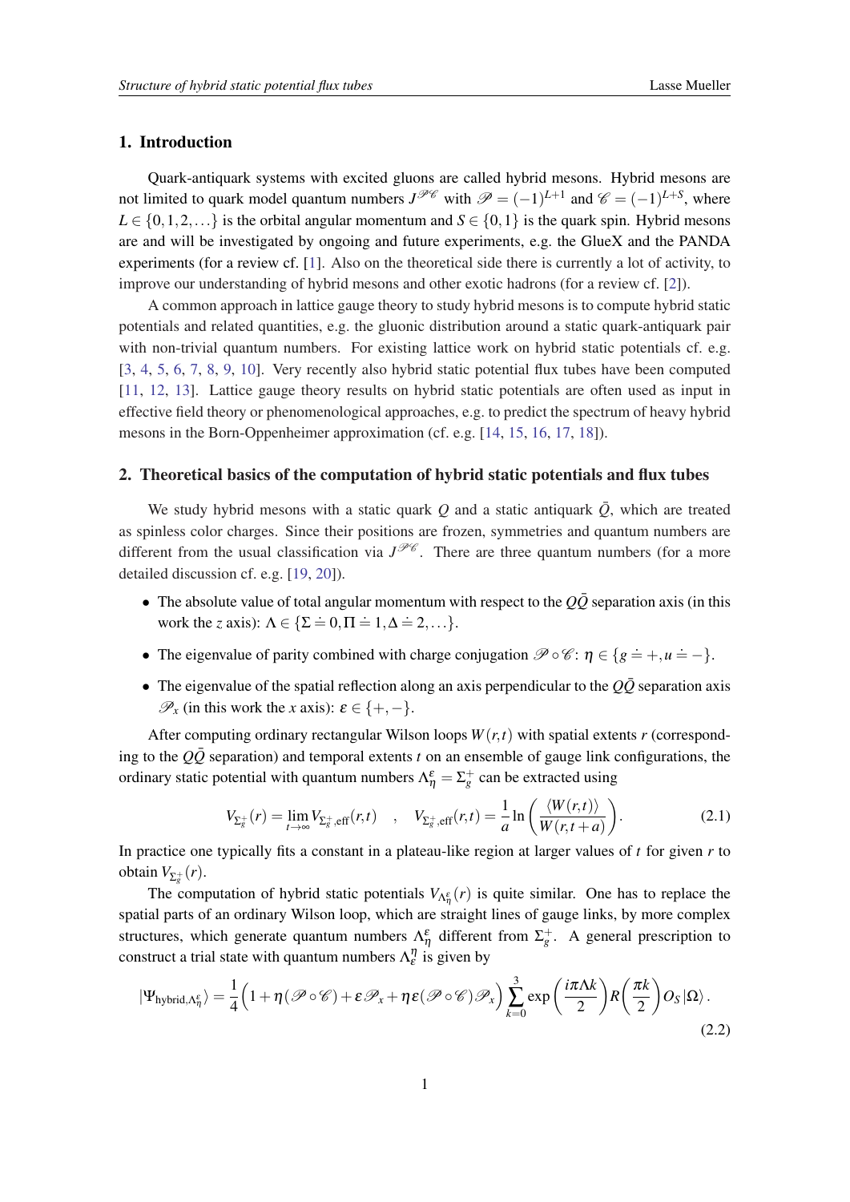## 1. Introduction

Quark-antiquark systems with excited gluons are called hybrid mesons. Hybrid mesons are not limited to quark model quantum numbers $J^{\mathscr{P}\mathscr{C}}$ with $\mathscr{P} = (-1)^{L+1}$ and $\mathscr{C} = (-1)^{L+S}$, where $L \in \{0, 1, 2, \ldots\}$ is the orbital angular momentum and $S \in \{0, 1\}$ is the quark spin. Hybrid mesons are and will be investigated by ongoing and future experiments, e.g. the GlueX and the PANDA experiments (for a review cf. [1]. Also on the theoretical side there is currently a lot of activity, to improve our understanding of hybrid mesons and other exotic hadrons (for a review cf. [2]).

A common approach in lattice gauge theory to study hybrid mesons is to compute hybrid static potentials and related quantities, e.g. the gluonic distribution around a static quark-antiquark pair with non-trivial quantum numbers. For existing lattice work on hybrid static potentials cf. e.g. [3, 4, 5, 6, 7, 8, 9, 10]. Very recently also hybrid static potential flux tubes have been computed [11, 12, 13]. Lattice gauge theory results on hybrid static potentials are often used as input in effective field theory or phenomenological approaches, e.g. to predict the spectrum of heavy hybrid mesons in the Born-Oppenheimer approximation (cf. e.g. [14, 15, 16, 17, 18]).

## 2. Theoretical basics of the computation of hybrid static potentials and flux tubes

We study hybrid mesons with a static quark $Q$ and a static antiquark $\bar{Q}$, which are treated as spinless color charges. Since their positions are frozen, symmetries and quantum numbers are different from the usual classification via $J^{\mathscr{P}\mathscr{C}}$. There are three quantum numbers (for a more detailed discussion cf. e.g. [19, 20]).

- The absolute value of total angular momentum with respect to the $Q\bar{Q}$ separation axis (in this work the $z$ axis): $\Lambda \in \{\Sigma \doteq 0, \Pi \doteq 1, \Delta \doteq 2, \ldots\}$.
- The eigenvalue of parity combined with charge conjugation $\mathscr{P} \circ \mathscr{C}$: $\eta \in \{g \doteq +, u \doteq -\}$.
- The eigenvalue of the spatial reflection along an axis perpendicular to the $Q\bar{Q}$ separation axis $\mathscr{P}_x$ (in this work the $x$ axis): $\epsilon \in \{+, -\}$.

After computing ordinary rectangular Wilson loops $W(r,t)$ with spatial extents $r$ (corresponding to the $Q\bar{Q}$ separation) and temporal extents $t$ on an ensemble of gauge link configurations, the ordinary static potential with quantum numbers $\Lambda_\eta^\epsilon = \Sigma_g^+$ can be extracted using

$$V_{\Sigma_g^+}(r) = \lim_{t\to\infty} V_{\Sigma_g^+,\text{eff}}(r,t) \quad , \quad V_{\Sigma_g^+,\text{eff}}(r,t) = \frac{1}{a} \ln\left(\frac{\langle W(r,t)\rangle}{W(r,t+a)}\right). \tag{2.1}$$

In practice one typically fits a constant in a plateau-like region at larger values of $t$ for given $r$ to obtain $V_{\Sigma_g^+}(r)$.

The computation of hybrid static potentials $V_{\Lambda_\eta^\epsilon}(r)$ is quite similar. One has to replace the spatial parts of an ordinary Wilson loop, which are straight lines of gauge links, by more complex structures, which generate quantum numbers $\Lambda_\eta^\epsilon$ different from $\Sigma_g^+$. A general prescription to construct a trial state with quantum numbers $\Lambda_\epsilon^\eta$ is given by

$$|\Psi_{\text{hybrid},\Lambda_\eta^\epsilon}\rangle = \frac{1}{4}\Big(1 + \eta(\mathscr{P}\circ\mathscr{C}) + \epsilon\mathscr{P}_x + \eta\epsilon(\mathscr{P}\circ\mathscr{C})\mathscr{P}_x\Big) \sum_{k=0}^{3} \exp\left(\frac{i\pi\Lambda k}{2}\right) R\left(\frac{\pi k}{2}\right) O_S |\Omega\rangle . \tag{2.2}$$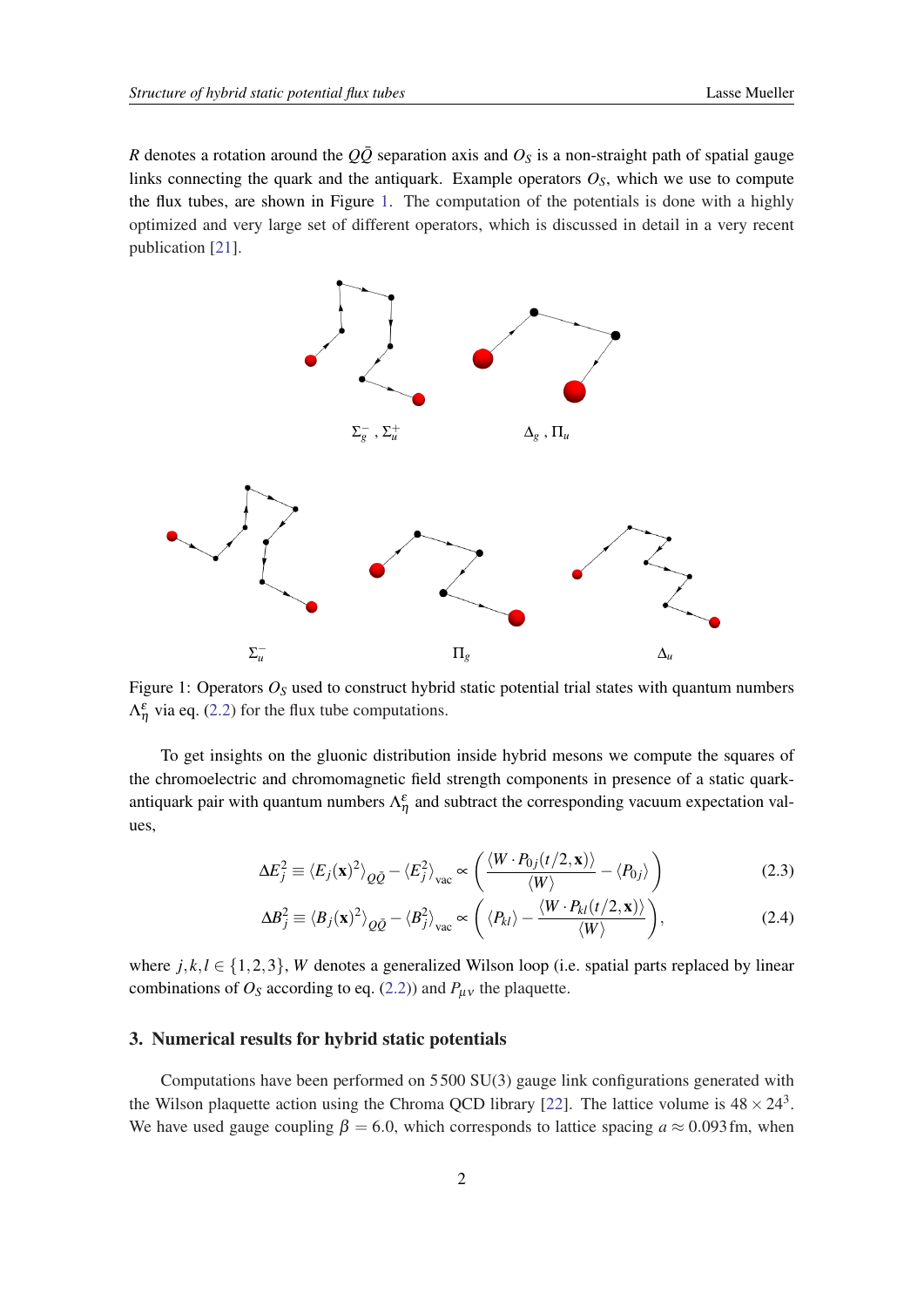$R$ denotes a rotation around the $Q\bar{Q}$ separation axis and $O_S$ is a non-straight path of spatial gauge links connecting the quark and the antiquark. Example operators $O_S$, which we use to compute the flux tubes, are shown in Figure 1. The computation of the potentials is done with a highly optimized and very large set of different operators, which is discussed in detail in a very recent publication [21].

Figure 1: Operators $O_S$ used to construct hybrid static potential trial states with quantum numbers $\Lambda_\eta^\epsilon$ via eq. (2.2) for the flux tube computations.

To get insights on the gluonic distribution inside hybrid mesons we compute the squares of the chromoelectric and chromomagnetic field strength components in presence of a static quark-antiquark pair with quantum numbers $\Lambda_\eta^\epsilon$ and subtract the corresponding vacuum expectation values,

$$\Delta E_j^2 \equiv \langle E_j(\mathbf{x})^2 \rangle_{Q\bar{Q}} - \langle E_j^2 \rangle_{\text{vac}} \propto \left( \frac{\langle W \cdot P_{0j}(t/2, \mathbf{x}) \rangle}{\langle W \rangle} - \langle P_{0j} \rangle \right) \tag{2.3}$$

$$\Delta B_j^2 \equiv \langle B_j(\mathbf{x})^2 \rangle_{Q\bar{Q}} - \langle B_j^2 \rangle_{\text{vac}} \propto \left( \langle P_{kl} \rangle - \frac{\langle W \cdot P_{kl}(t/2, \mathbf{x}) \rangle}{\langle W \rangle} \right), \tag{2.4}$$

where $j,k,l \in \{1,2,3\}$, $W$ denotes a generalized Wilson loop (i.e. spatial parts replaced by linear combinations of $O_S$ according to eq. (2.2)) and $P_{\mu\nu}$ the plaquette.

## 3. Numerical results for hybrid static potentials

Computations have been performed on 5 500 SU(3) gauge link configurations generated with the Wilson plaquette action using the Chroma QCD library [22]. The lattice volume is $48 \times 24^3$. We have used gauge coupling $\beta = 6.0$, which corresponds to lattice spacing $a \approx 0.093\,\text{fm}$, when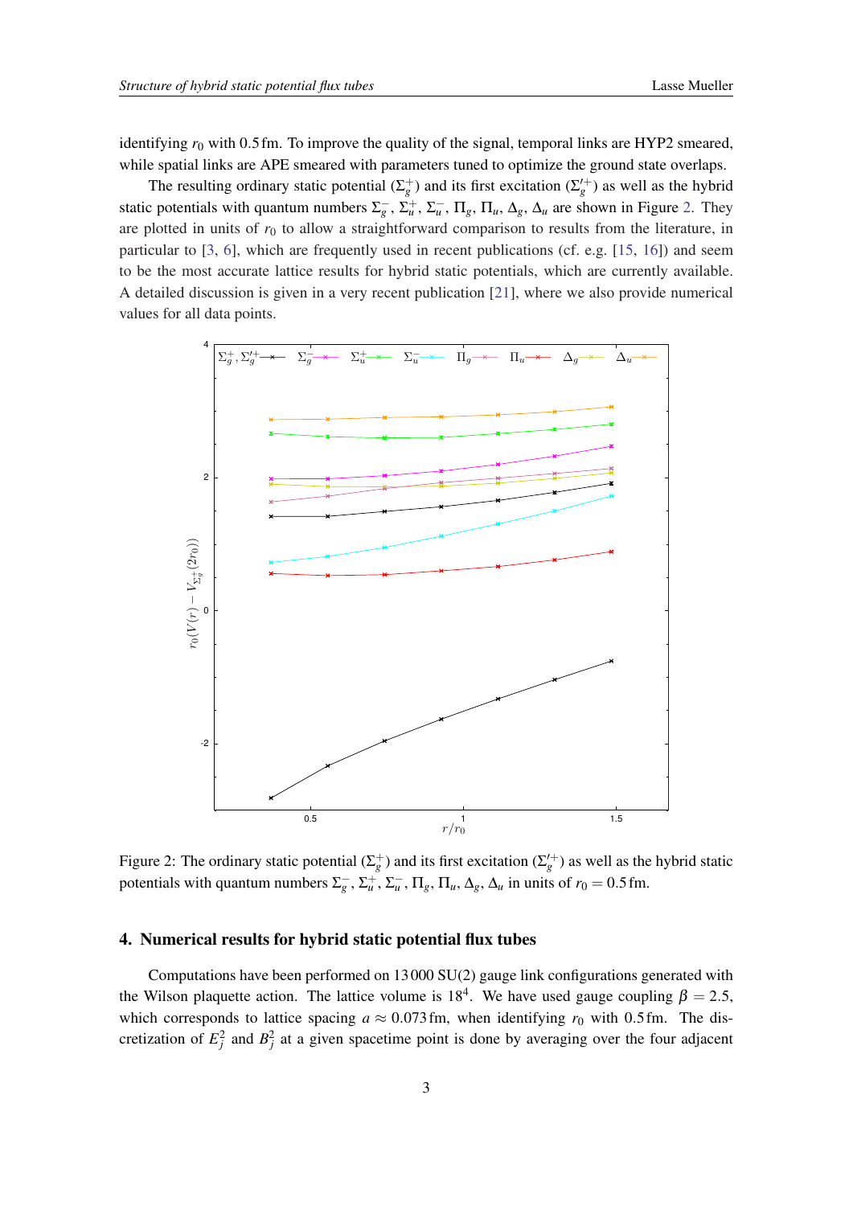identifying $r_0$ with 0.5 fm. To improve the quality of the signal, temporal links are HYP2 smeared, while spatial links are APE smeared with parameters tuned to optimize the ground state overlaps.

The resulting ordinary static potential ($\Sigma_g^+$) and its first excitation ($\Sigma_g^{\prime +}$) as well as the hybrid static potentials with quantum numbers $\Sigma_g^-$, $\Sigma_u^+$, $\Sigma_u^-$, $\Pi_g$, $\Pi_u$, $\Delta_g$, $\Delta_u$ are shown in Figure 2. They are plotted in units of $r_0$ to allow a straightforward comparison to results from the literature, in particular to [3, 6], which are frequently used in recent publications (cf. e.g. [15, 16]) and seem to be the most accurate lattice results for hybrid static potentials, which are currently available. A detailed discussion is given in a very recent publication [21], where we also provide numerical values for all data points.

Figure 2: The ordinary static potential ($\Sigma_g^+$) and its first excitation ($\Sigma_g^{\prime +}$) as well as the hybrid static potentials with quantum numbers $\Sigma_g^-$, $\Sigma_u^+$, $\Sigma_u^-$, $\Pi_g$, $\Pi_u$, $\Delta_g$, $\Delta_u$ in units of $r_0 = 0.5$ fm.

## 4. Numerical results for hybrid static potential flux tubes

Computations have been performed on 13 000 SU(2) gauge link configurations generated with the Wilson plaquette action. The lattice volume is $18^4$. We have used gauge coupling $\beta = 2.5$, which corresponds to lattice spacing $a \approx 0.073$ fm, when identifying $r_0$ with 0.5 fm. The discretization of $E_j^2$ and $B_j^2$ at a given spacetime point is done by averaging over the four adjacent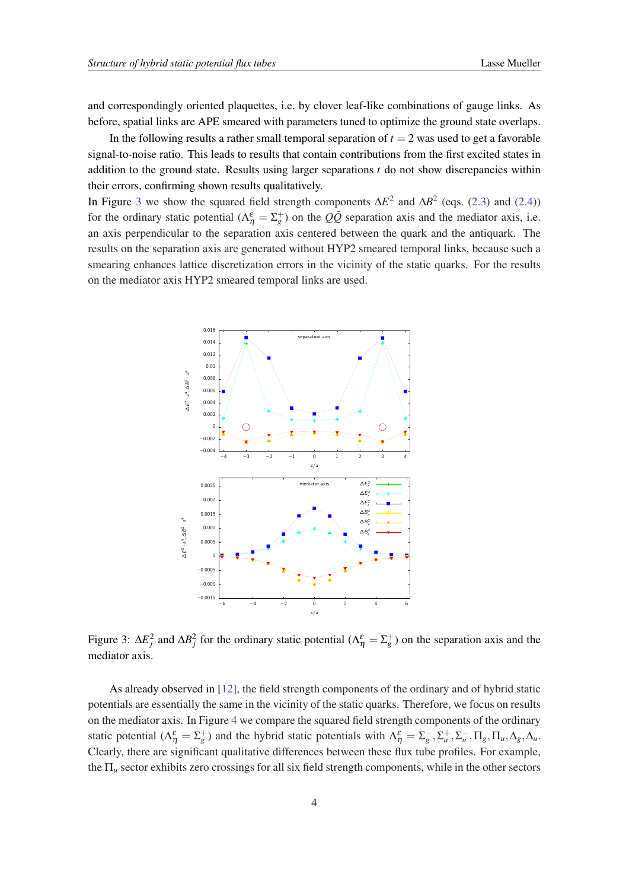and correspondingly oriented plaquettes, i.e. by clover leaf-like combinations of gauge links. As before, spatial links are APE smeared with parameters tuned to optimize the ground state overlaps.

In the following results a rather small temporal separation of $t = 2$ was used to get a favorable signal-to-noise ratio. This leads to results that contain contributions from the first excited states in addition to the ground state. Results using larger separations $t$ do not show discrepancies within their errors, confirming shown results qualitatively.

In Figure 3 we show the squared field strength components $\Delta E^2$ and $\Delta B^2$ (eqs. (2.3) and (2.4)) for the ordinary static potential ($\Lambda_\eta^\epsilon = \Sigma_g^+$) on the $Q\bar{Q}$ separation axis and the mediator axis, i.e. an axis perpendicular to the separation axis centered between the quark and the antiquark. The results on the separation axis are generated without HYP2 smeared temporal links, because such a smearing enhances lattice discretization errors in the vicinity of the static quarks. For the results on the mediator axis HYP2 smeared temporal links are used.

Figure 3: $\Delta E_j^2$ and $\Delta B_j^2$ for the ordinary static potential ($\Lambda_\eta^\epsilon = \Sigma_g^+$) on the separation axis and the mediator axis.

As already observed in [12], the field strength components of the ordinary and of hybrid static potentials are essentially the same in the vicinity of the static quarks. Therefore, we focus on results on the mediator axis. In Figure 4 we compare the squared field strength components of the ordinary static potential ($\Lambda_\eta^\epsilon = \Sigma_g^+$) and the hybrid static potentials with $\Lambda_\eta^\epsilon = \Sigma_g^-, \Sigma_u^+, \Sigma_u^-, \Pi_g, \Pi_u, \Delta_g, \Delta_u$. Clearly, there are significant qualitative differences between these flux tube profiles. For example, the $\Pi_u$ sector exhibits zero crossings for all six field strength components, while in the other sectors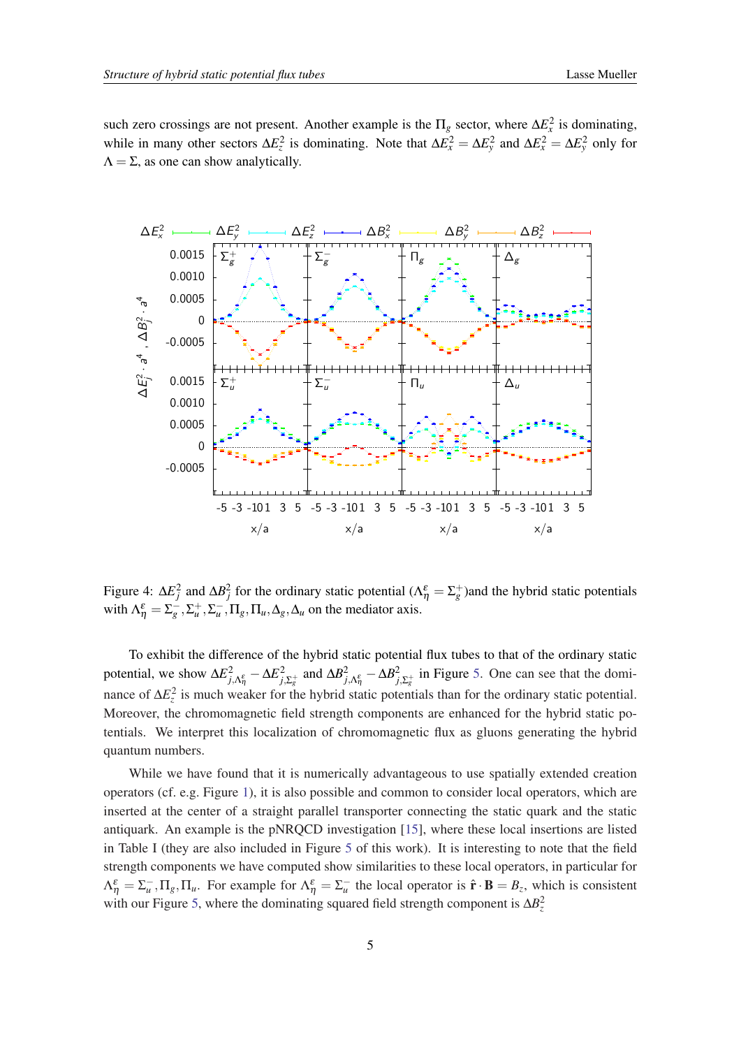such zero crossings are not present. Another example is the $\Pi_g$ sector, where $\Delta E_x^2$ is dominating, while in many other sectors $\Delta E_z^2$ is dominating. Note that $\Delta E_x^2 = \Delta E_y^2$ and $\Delta E_x^2 = \Delta E_y^2$ only for $\Lambda = \Sigma$, as one can show analytically.

Figure 4: $\Delta E_j^2$ and $\Delta B_j^2$ for the ordinary static potential ($\Lambda_\eta^\epsilon = \Sigma_g^+$)and the hybrid static potentials with $\Lambda_\eta^\epsilon = \Sigma_g^-, \Sigma_u^+, \Sigma_u^-, \Pi_g, \Pi_u, \Delta_g, \Delta_u$ on the mediator axis.

To exhibit the difference of the hybrid static potential flux tubes to that of the ordinary static potential, we show $\Delta E_{j,\Lambda_\eta^\epsilon}^2 - \Delta E_{j,\Sigma_g^+}^2$ and $\Delta B_{j,\Lambda_\eta^\epsilon}^2 - \Delta B_{j,\Sigma_g^+}^2$ in Figure 5. One can see that the dominance of $\Delta E_z^2$ is much weaker for the hybrid static potentials than for the ordinary static potential. Moreover, the chromomagnetic field strength components are enhanced for the hybrid static potentials. We interpret this localization of chromomagnetic flux as gluons generating the hybrid quantum numbers.

While we have found that it is numerically advantageous to use spatially extended creation operators (cf. e.g. Figure 1), it is also possible and common to consider local operators, which are inserted at the center of a straight parallel transporter connecting the static quark and the static antiquark. An example is the pNRQCD investigation [15], where these local insertions are listed in Table I (they are also included in Figure 5 of this work). It is interesting to note that the field strength components we have computed show similarities to these local operators, in particular for $\Lambda_\eta^\epsilon = \Sigma_u^-, \Pi_g, \Pi_u$. For example for $\Lambda_\eta^\epsilon = \Sigma_u^-$ the local operator is $\hat{\mathbf{r}} \cdot \mathbf{B} = B_z$, which is consistent with our Figure 5, where the dominating squared field strength component is $\Delta B_z^2$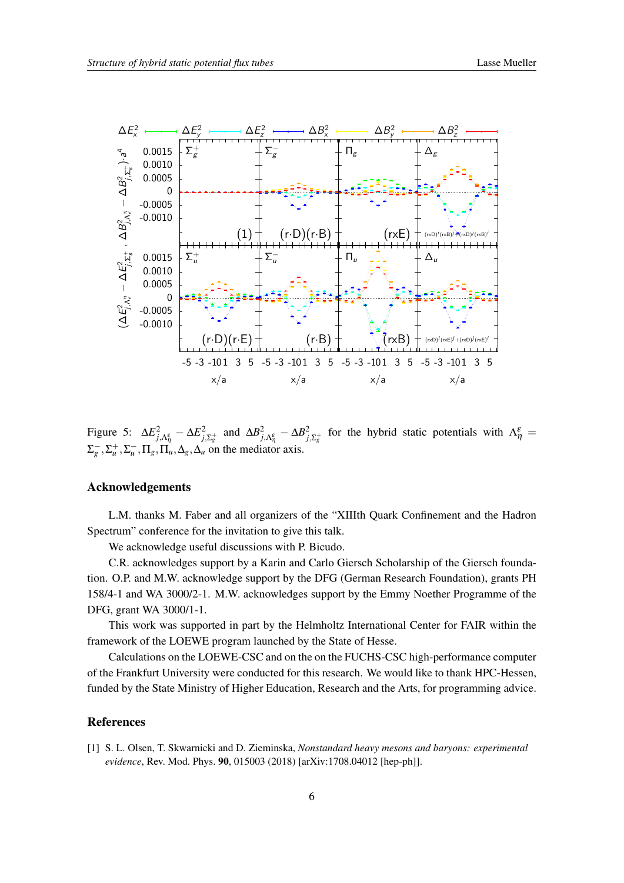Figure 5: $\Delta E^2_{j,\Lambda^\varepsilon_\eta} - \Delta E^2_{j,\Sigma^+_g}$ and $\Delta B^2_{j,\Lambda^\varepsilon_\eta} - \Delta B^2_{j,\Sigma^+_g}$ for the hybrid static potentials with $\Lambda^\varepsilon_\eta = \Sigma^-_g, \Sigma^+_u, \Sigma^-_u, \Pi_g, \Pi_u, \Delta_g, \Delta_u$ on the mediator axis.

## Acknowledgements

L.M. thanks M. Faber and all organizers of the "XIIIth Quark Confinement and the Hadron Spectrum" conference for the invitation to give this talk.

We acknowledge useful discussions with P. Bicudo.

C.R. acknowledges support by a Karin and Carlo Giersch Scholarship of the Giersch foundation. O.P. and M.W. acknowledge support by the DFG (German Research Foundation), grants PH 158/4-1 and WA 3000/2-1. M.W. acknowledges support by the Emmy Noether Programme of the DFG, grant WA 3000/1-1.

This work was supported in part by the Helmholtz International Center for FAIR within the framework of the LOEWE program launched by the State of Hesse.

Calculations on the LOEWE-CSC and on the on the FUCHS-CSC high-performance computer of the Frankfurt University were conducted for this research. We would like to thank HPC-Hessen, funded by the State Ministry of Higher Education, Research and the Arts, for programming advice.

## References

[1] S. L. Olsen, T. Skwarnicki and D. Zieminska, *Nonstandard heavy mesons and baryons: experimental evidence*, Rev. Mod. Phys. **90**, 015003 (2018) [arXiv:1708.04012 [hep-ph]].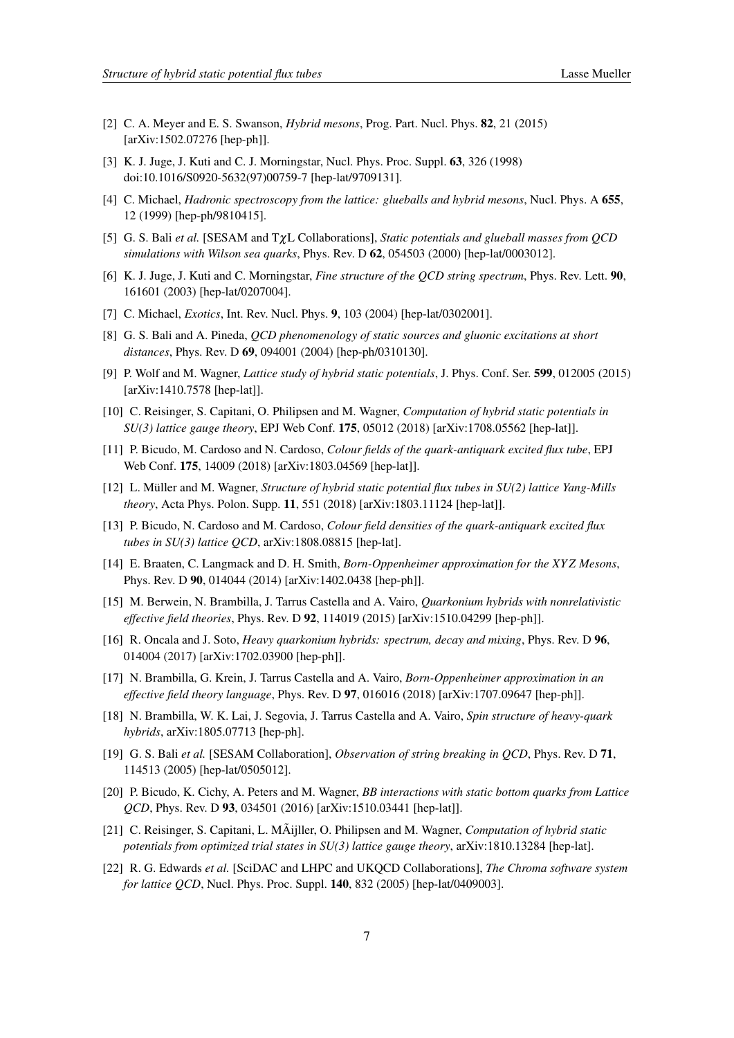[2] C. A. Meyer and E. S. Swanson, *Hybrid mesons*, Prog. Part. Nucl. Phys. **82**, 21 (2015) [arXiv:1502.07276 [hep-ph]].

[3] K. J. Juge, J. Kuti and C. J. Morningstar, Nucl. Phys. Proc. Suppl. **63**, 326 (1998) doi:10.1016/S0920-5632(97)00759-7 [hep-lat/9709131].

[4] C. Michael, *Hadronic spectroscopy from the lattice: glueballs and hybrid mesons*, Nucl. Phys. A **655**, 12 (1999) [hep-ph/9810415].

[5] G. S. Bali *et al.* [SESAM and T$\chi$L Collaborations], *Static potentials and glueball masses from QCD simulations with Wilson sea quarks*, Phys. Rev. D **62**, 054503 (2000) [hep-lat/0003012].

[6] K. J. Juge, J. Kuti and C. Morningstar, *Fine structure of the QCD string spectrum*, Phys. Rev. Lett. **90**, 161601 (2003) [hep-lat/0207004].

[7] C. Michael, *Exotics*, Int. Rev. Nucl. Phys. **9**, 103 (2004) [hep-lat/0302001].

[8] G. S. Bali and A. Pineda, *QCD phenomenology of static sources and gluonic excitations at short distances*, Phys. Rev. D **69**, 094001 (2004) [hep-ph/0310130].

[9] P. Wolf and M. Wagner, *Lattice study of hybrid static potentials*, J. Phys. Conf. Ser. **599**, 012005 (2015) [arXiv:1410.7578 [hep-lat]].

[10] C. Reisinger, S. Capitani, O. Philipsen and M. Wagner, *Computation of hybrid static potentials in SU(3) lattice gauge theory*, EPJ Web Conf. **175**, 05012 (2018) [arXiv:1708.05562 [hep-lat]].

[11] P. Bicudo, M. Cardoso and N. Cardoso, *Colour fields of the quark-antiquark excited flux tube*, EPJ Web Conf. **175**, 14009 (2018) [arXiv:1803.04569 [hep-lat]].

[12] L. Müller and M. Wagner, *Structure of hybrid static potential flux tubes in SU(2) lattice Yang-Mills theory*, Acta Phys. Polon. Supp. **11**, 551 (2018) [arXiv:1803.11124 [hep-lat]].

[13] P. Bicudo, N. Cardoso and M. Cardoso, *Colour field densities of the quark-antiquark excited flux tubes in SU(3) lattice QCD*, arXiv:1808.08815 [hep-lat].

[14] E. Braaten, C. Langmack and D. H. Smith, *Born-Oppenheimer approximation for the XYZ Mesons*, Phys. Rev. D **90**, 014044 (2014) [arXiv:1402.0438 [hep-ph]].

[15] M. Berwein, N. Brambilla, J. Tarrus Castella and A. Vairo, *Quarkonium hybrids with nonrelativistic effective field theories*, Phys. Rev. D **92**, 114019 (2015) [arXiv:1510.04299 [hep-ph]].

[16] R. Oncala and J. Soto, *Heavy quarkonium hybrids: spectrum, decay and mixing*, Phys. Rev. D **96**, 014004 (2017) [arXiv:1702.03900 [hep-ph]].

[17] N. Brambilla, G. Krein, J. Tarrus Castella and A. Vairo, *Born-Oppenheimer approximation in an effective field theory language*, Phys. Rev. D **97**, 016016 (2018) [arXiv:1707.09647 [hep-ph]].

[18] N. Brambilla, W. K. Lai, J. Segovia, J. Tarrus Castella and A. Vairo, *Spin structure of heavy-quark hybrids*, arXiv:1805.07713 [hep-ph].

[19] G. S. Bali *et al.* [SESAM Collaboration], *Observation of string breaking in QCD*, Phys. Rev. D **71**, 114513 (2005) [hep-lat/0505012].

[20] P. Bicudo, K. Cichy, A. Peters and M. Wagner, *BB interactions with static bottom quarks from Lattice QCD*, Phys. Rev. D **93**, 034501 (2016) [arXiv:1510.03441 [hep-lat]].

[21] C. Reisinger, S. Capitani, L. MÃijller, O. Philipsen and M. Wagner, *Computation of hybrid static potentials from optimized trial states in SU(3) lattice gauge theory*, arXiv:1810.13284 [hep-lat].

[22] R. G. Edwards *et al.* [SciDAC and LHPC and UKQCD Collaborations], *The Chroma software system for lattice QCD*, Nucl. Phys. Proc. Suppl. **140**, 832 (2005) [hep-lat/0409003].